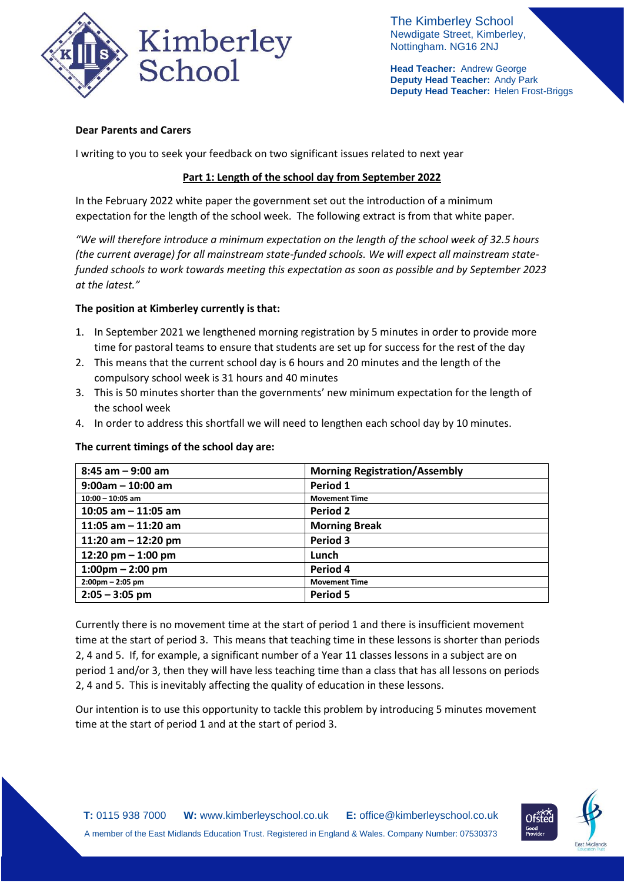The Kimberley School
Newdigate Street, Kimberley,
Nottingham. NG16 2NJ

**Head Teacher:** Andrew George
**Deputy Head Teacher:** Andy Park
**Deputy Head Teacher:** Helen Frost-Briggs

**Dear Parents and Carers**

I writing to you to seek your feedback on two significant issues related to next year

## Part 1: Length of the school day from September 2022

In the February 2022 white paper the government set out the introduction of a minimum expectation for the length of the school week. The following extract is from that white paper.

*"We will therefore introduce a minimum expectation on the length of the school week of 32.5 hours (the current average) for all mainstream state-funded schools. We will expect all mainstream state-funded schools to work towards meeting this expectation as soon as possible and by September 2023 at the latest."*

**The position at Kimberley currently is that:**

1. In September 2021 we lengthened morning registration by 5 minutes in order to provide more time for pastoral teams to ensure that students are set up for success for the rest of the day
2. This means that the current school day is 6 hours and 20 minutes and the length of the compulsory school week is 31 hours and 40 minutes
3. This is 50 minutes shorter than the governments' new minimum expectation for the length of the school week
4. In order to address this shortfall we will need to lengthen each school day by 10 minutes.

**The current timings of the school day are:**

| 8:45 am – 9:00 am | Morning Registration/Assembly |
|---|---|
| 9:00am – 10:00 am | Period 1 |
| 10:00 – 10:05 am | Movement Time |
| 10:05 am – 11:05 am | Period 2 |
| 11:05 am – 11:20 am | Morning Break |
| 11:20 am – 12:20 pm | Period 3 |
| 12:20 pm – 1:00 pm | Lunch |
| 1:00pm – 2:00 pm | Period 4 |
| 2:00pm – 2:05 pm | Movement Time |
| 2:05 – 3:05 pm | Period 5 |

Currently there is no movement time at the start of period 1 and there is insufficient movement time at the start of period 3. This means that teaching time in these lessons is shorter than periods 2, 4 and 5. If, for example, a significant number of a Year 11 classes lessons in a subject are on period 1 and/or 3, then they will have less teaching time than a class that has all lessons on periods 2, 4 and 5. This is inevitably affecting the quality of education in these lessons.

Our intention is to use this opportunity to tackle this problem by introducing 5 minutes movement time at the start of period 1 and at the start of period 3.

**T:** 0115 938 7000 **W:** www.kimberleyschool.co.uk **E:** office@kimberleyschool.co.uk
A member of the East Midlands Education Trust. Registered in England & Wales. Company Number: 07530373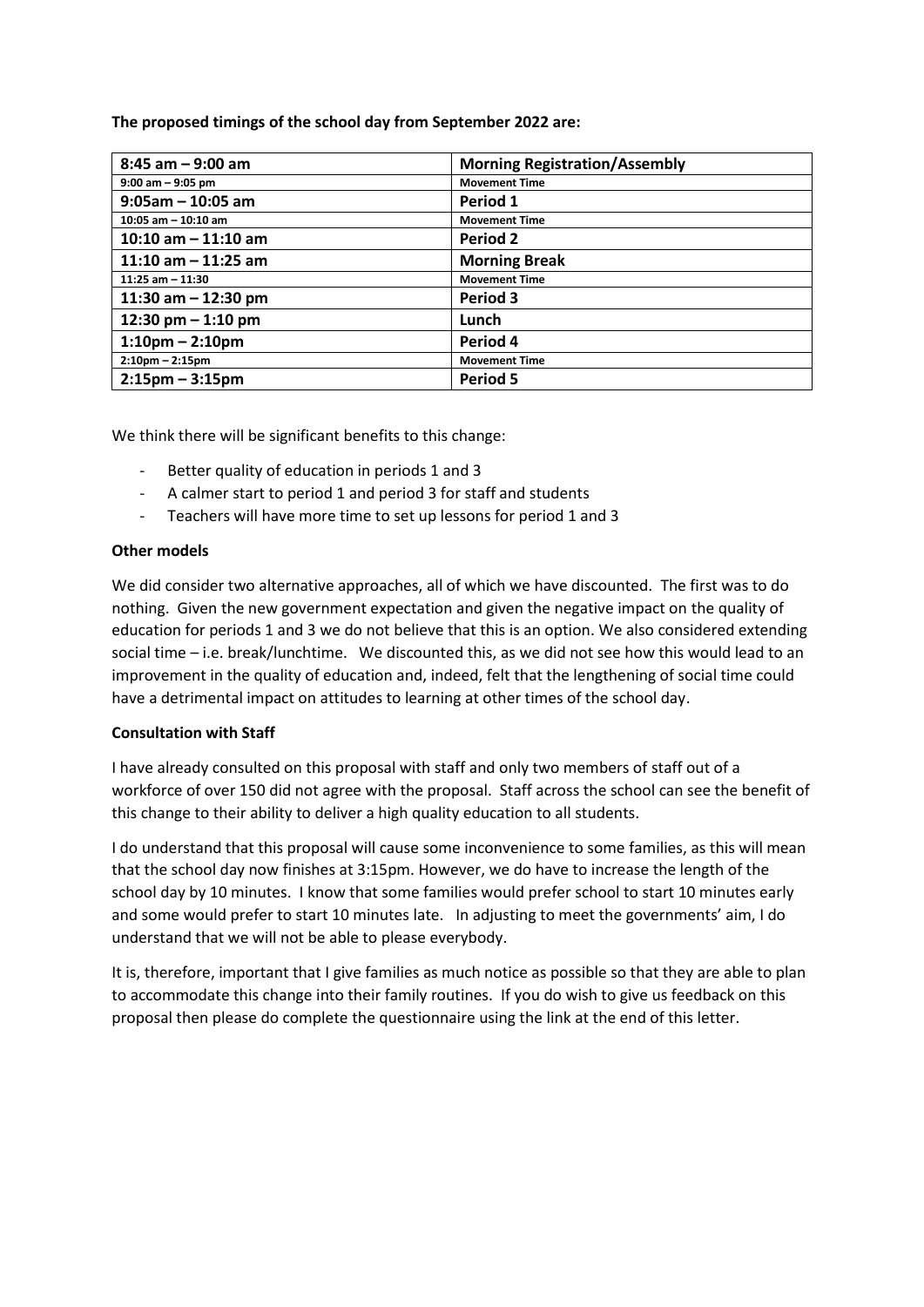**The proposed timings of the school day from September 2022 are:**

| 8:45 am – 9:00 am | Morning Registration/Assembly |
|---|---|
| 9:00 am – 9:05 pm | Movement Time |
| 9:05am – 10:05 am | Period 1 |
| 10:05 am – 10:10 am | Movement Time |
| 10:10 am – 11:10 am | Period 2 |
| 11:10 am – 11:25 am | Morning Break |
| 11:25 am – 11:30 | Movement Time |
| 11:30 am – 12:30 pm | Period 3 |
| 12:30 pm – 1:10 pm | Lunch |
| 1:10pm – 2:10pm | Period 4 |
| 2:10pm – 2:15pm | Movement Time |
| 2:15pm – 3:15pm | Period 5 |

We think there will be significant benefits to this change:

- Better quality of education in periods 1 and 3
- A calmer start to period 1 and period 3 for staff and students
- Teachers will have more time to set up lessons for period 1 and 3

**Other models**

We did consider two alternative approaches, all of which we have discounted. The first was to do nothing. Given the new government expectation and given the negative impact on the quality of education for periods 1 and 3 we do not believe that this is an option. We also considered extending social time – i.e. break/lunchtime. We discounted this, as we did not see how this would lead to an improvement in the quality of education and, indeed, felt that the lengthening of social time could have a detrimental impact on attitudes to learning at other times of the school day.

**Consultation with Staff**

I have already consulted on this proposal with staff and only two members of staff out of a workforce of over 150 did not agree with the proposal. Staff across the school can see the benefit of this change to their ability to deliver a high quality education to all students.

I do understand that this proposal will cause some inconvenience to some families, as this will mean that the school day now finishes at 3:15pm. However, we do have to increase the length of the school day by 10 minutes. I know that some families would prefer school to start 10 minutes early and some would prefer to start 10 minutes late. In adjusting to meet the governments' aim, I do understand that we will not be able to please everybody.

It is, therefore, important that I give families as much notice as possible so that they are able to plan to accommodate this change into their family routines. If you do wish to give us feedback on this proposal then please do complete the questionnaire using the link at the end of this letter.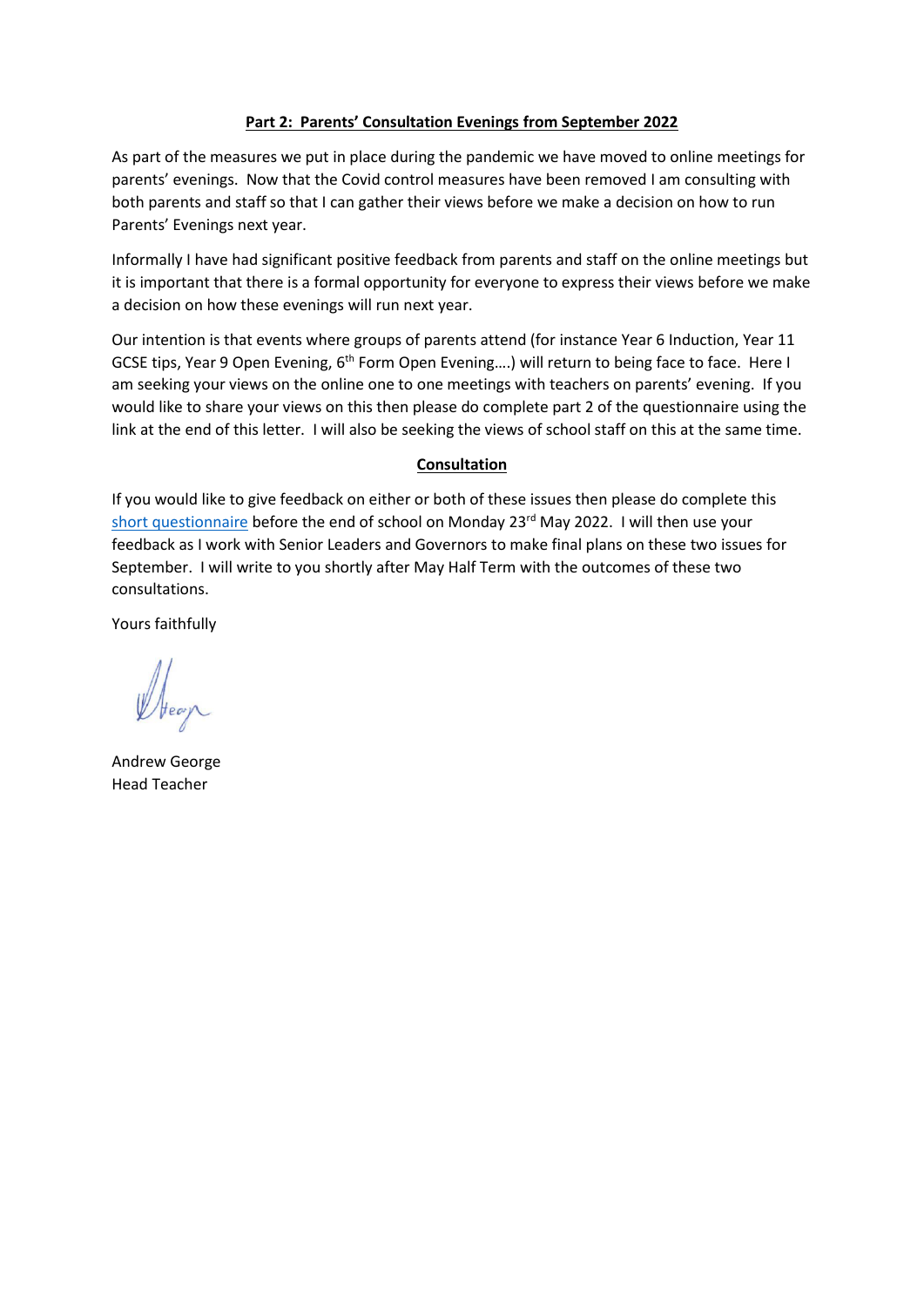**Part 2: Parents' Consultation Evenings from September 2022**

As part of the measures we put in place during the pandemic we have moved to online meetings for parents' evenings. Now that the Covid control measures have been removed I am consulting with both parents and staff so that I can gather their views before we make a decision on how to run Parents' Evenings next year.

Informally I have had significant positive feedback from parents and staff on the online meetings but it is important that there is a formal opportunity for everyone to express their views before we make a decision on how these evenings will run next year.

Our intention is that events where groups of parents attend (for instance Year 6 Induction, Year 11 GCSE tips, Year 9 Open Evening, 6th Form Open Evening….) will return to being face to face. Here I am seeking your views on the online one to one meetings with teachers on parents' evening. If you would like to share your views on this then please do complete part 2 of the questionnaire using the link at the end of this letter. I will also be seeking the views of school staff on this at the same time.

**Consultation**

If you would like to give feedback on either or both of these issues then please do complete this short questionnaire before the end of school on Monday 23rd May 2022. I will then use your feedback as I work with Senior Leaders and Governors to make final plans on these two issues for September. I will write to you shortly after May Half Term with the outcomes of these two consultations.

Yours faithfully

Andrew George
Head Teacher